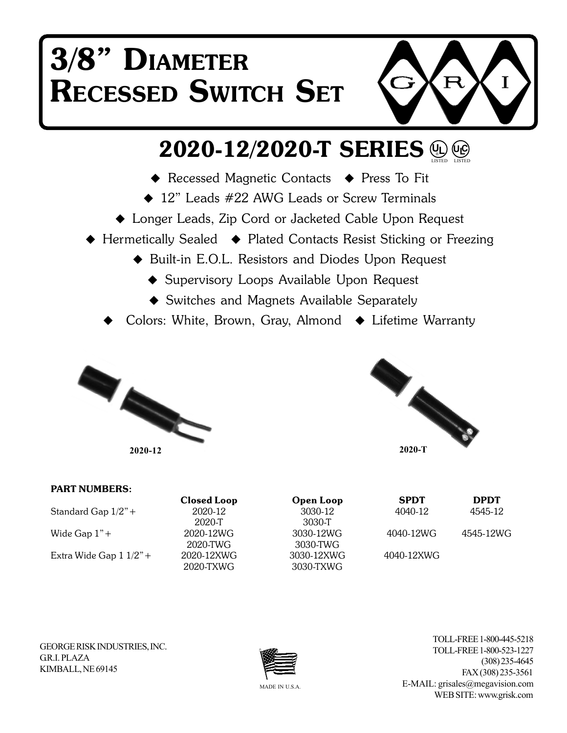# 3/8" DIAMETER RECESSED SWITCH SET

G R I

## 2020-12/2020-T SERIES

UL LISTED  ULC LISTED

- Recessed Magnetic Contacts
- Press To Fit
- 12" Leads #22 AWG Leads or Screw Terminals
- Longer Leads, Zip Cord or Jacketed Cable Upon Request
- Hermetically Sealed
- Plated Contacts Resist Sticking or Freezing
- Built-in E.O.L. Resistors and Diodes Upon Request
- Supervisory Loops Available Upon Request
- Switches and Magnets Available Separately
- Colors: White, Brown, Gray, Almond
- Lifetime Warranty

2020-12

2020-T

**PART NUMBERS:**

| | Closed Loop | Open Loop | SPDT | DPDT |
|---|---|---|---|---|
| Standard Gap 1/2"+ | 2020-12 | 3030-12 | 4040-12 | 4545-12 |
| | 2020-T | 3030-T | | |
| Wide Gap 1"+ | 2020-12WG | 3030-12WG | 4040-12WG | 4545-12WG |
| | 2020-TWG | 3030-TWG | | |
| Extra Wide Gap 1 1/2"+ | 2020-12XWG | 3030-12XWG | 4040-12XWG | |
| | 2020-TXWG | 3030-TXWG | | |

GEORGE RISK INDUSTRIES, INC.
G.R.I. PLAZA
KIMBALL, NE 69145

MADE IN U.S.A.

TOLL-FREE 1-800-445-5218
TOLL-FREE 1-800-523-1227
(308) 235-4645
FAX (308) 235-3561
E-MAIL: grisales@megavision.com
WEB SITE: www.grisk.com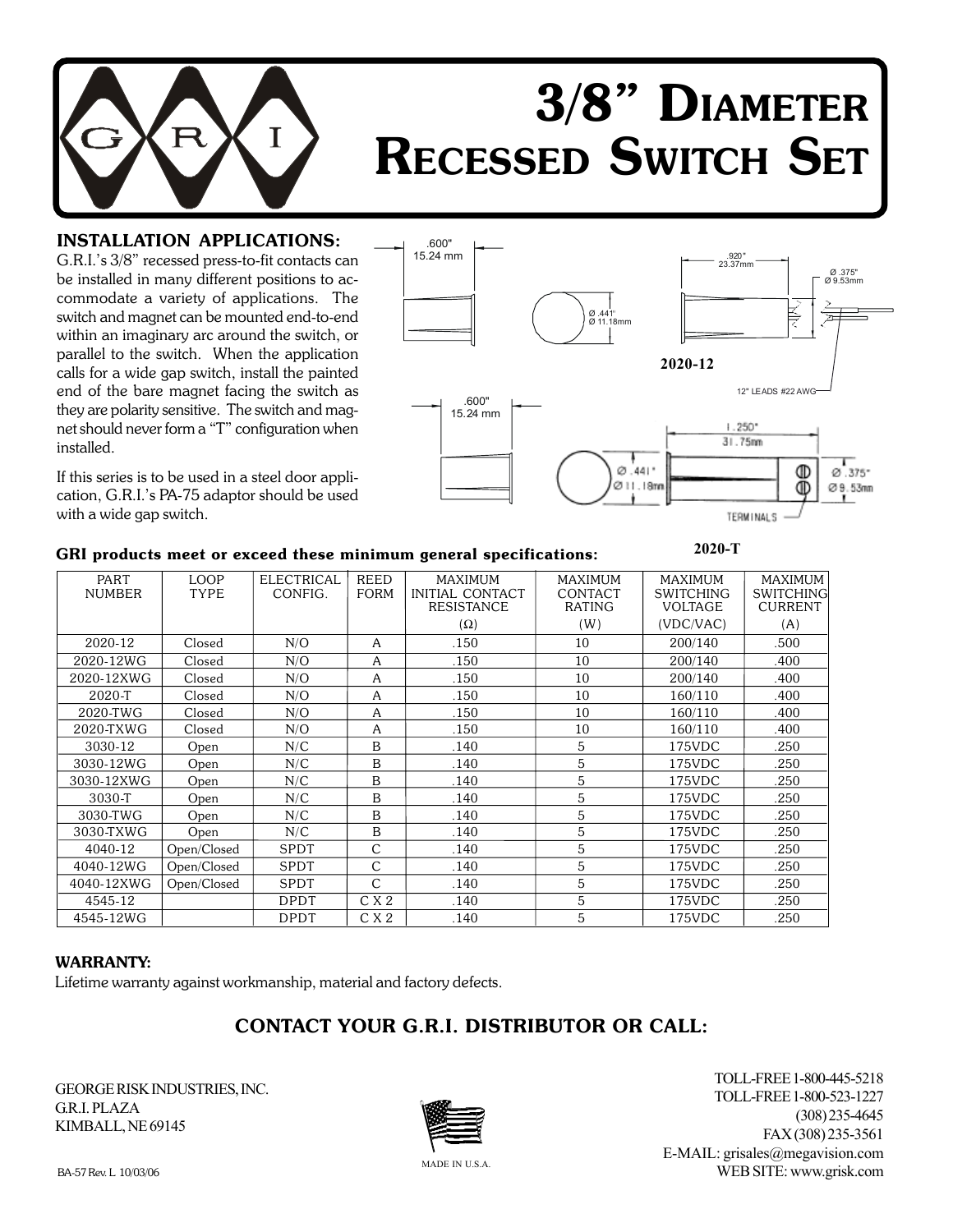# 3/8" Diameter Recessed Switch Set

**INSTALLATION APPLICATIONS:**

G.R.I.'s 3/8" recessed press-to-fit contacts can be installed in many different positions to accommodate a variety of applications. The switch and magnet can be mounted end-to-end within an imaginary arc around the switch, or parallel to the switch. When the application calls for a wide gap switch, install the painted end of the bare magnet facing the switch as they are polarity sensitive. The switch and magnet should never form a "T" configuration when installed.

If this series is to be used in a steel door application, G.R.I.'s PA-75 adaptor should be used with a wide gap switch.

.600"
15.24 mm

Ø .441"
Ø 11.18mm

.920"
23.37mm

Ø .375"
Ø 9.53mm

12" LEADS #22 AWG

2020-12

.600"
15.24 mm

1.250"
31.75mm

Ø .441"
Ø 11.18mm

Ø .375"
Ø 9.53mm

TERMINALS

2020-T

**GRI products meet or exceed these minimum general specifications:**

| PART NUMBER | LOOP TYPE | ELECTRICAL CONFIG. | REED FORM | MAXIMUM INITIAL CONTACT RESISTANCE (Ω) | MAXIMUM CONTACT RATING (W) | MAXIMUM SWITCHING VOLTAGE (VDC/VAC) | MAXIMUM SWITCHING CURRENT (A) |
|---|---|---|---|---|---|---|---|
| 2020-12 | Closed | N/O | A | .150 | 10 | 200/140 | .500 |
| 2020-12WG | Closed | N/O | A | .150 | 10 | 200/140 | .400 |
| 2020-12XWG | Closed | N/O | A | .150 | 10 | 200/140 | .400 |
| 2020-T | Closed | N/O | A | .150 | 10 | 160/110 | .400 |
| 2020-TWG | Closed | N/O | A | .150 | 10 | 160/110 | .400 |
| 2020-TXWG | Closed | N/O | A | .150 | 10 | 160/110 | .400 |
| 3030-12 | Open | N/C | B | .140 | 5 | 175VDC | .250 |
| 3030-12WG | Open | N/C | B | .140 | 5 | 175VDC | .250 |
| 3030-12XWG | Open | N/C | B | .140 | 5 | 175VDC | .250 |
| 3030-T | Open | N/C | B | .140 | 5 | 175VDC | .250 |
| 3030-TWG | Open | N/C | B | .140 | 5 | 175VDC | .250 |
| 3030-TXWG | Open | N/C | B | .140 | 5 | 175VDC | .250 |
| 4040-12 | Open/Closed | SPDT | C | .140 | 5 | 175VDC | .250 |
| 4040-12WG | Open/Closed | SPDT | C | .140 | 5 | 175VDC | .250 |
| 4040-12XWG | Open/Closed | SPDT | C | .140 | 5 | 175VDC | .250 |
| 4545-12 | | DPDT | C X 2 | .140 | 5 | 175VDC | .250 |
| 4545-12WG | | DPDT | C X 2 | .140 | 5 | 175VDC | .250 |

**WARRANTY:**

Lifetime warranty against workmanship, material and factory defects.

## CONTACT YOUR G.R.I. DISTRIBUTOR OR CALL:

GEORGE RISK INDUSTRIES, INC.
G.R.I. PLAZA
KIMBALL, NE 69145

MADE IN U.S.A.

TOLL-FREE 1-800-445-5218
TOLL-FREE 1-800-523-1227
(308) 235-4645
FAX (308) 235-3561
E-MAIL: grisales@megavision.com
WEB SITE: www.grisk.com

BA-57 Rev. L 10/03/06